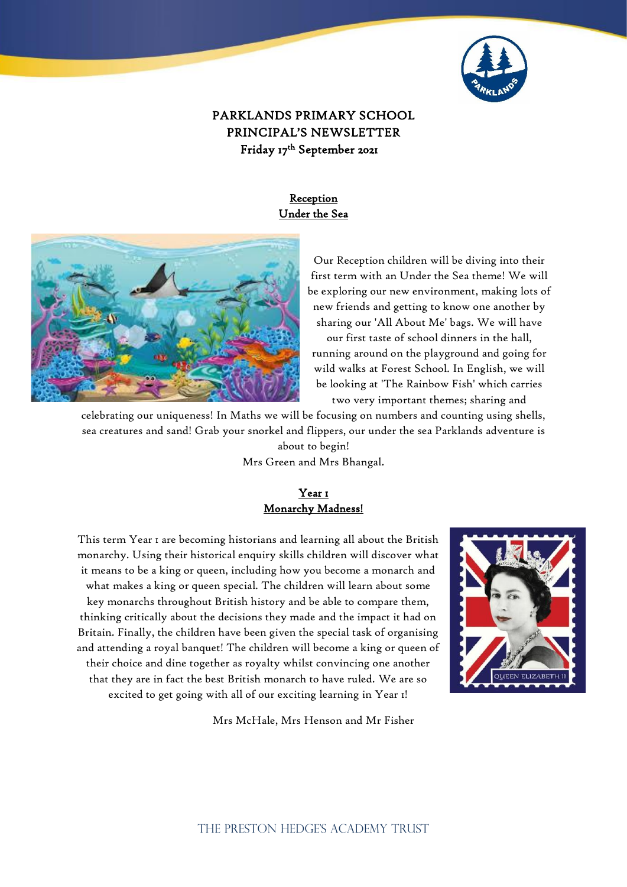# PARKLANDS PRIMARY SCHOOL
# PRINCIPAL'S NEWSLETTER
## Friday 17th September 2021

### Reception
### Under the Sea

Our Reception children will be diving into their first term with an Under the Sea theme! We will be exploring our new environment, making lots of new friends and getting to know one another by sharing our 'All About Me' bags. We will have our first taste of school dinners in the hall, running around on the playground and going for wild walks at Forest School. In English, we will be looking at 'The Rainbow Fish' which carries two very important themes; sharing and celebrating our uniqueness! In Maths we will be focusing on numbers and counting using shells, sea creatures and sand! Grab your snorkel and flippers, our under the sea Parklands adventure is about to begin!

Mrs Green and Mrs Bhangal.

### Year 1
### Monarchy Madness!

This term Year 1 are becoming historians and learning all about the British monarchy. Using their historical enquiry skills children will discover what it means to be a king or queen, including how you become a monarch and what makes a king or queen special. The children will learn about some key monarchs throughout British history and be able to compare them, thinking critically about the decisions they made and the impact it had on Britain. Finally, the children have been given the special task of organising and attending a royal banquet! The children will become a king or queen of their choice and dine together as royalty whilst convincing one another that they are in fact the best British monarch to have ruled. We are so excited to get going with all of our exciting learning in Year 1!

Mrs McHale, Mrs Henson and Mr Fisher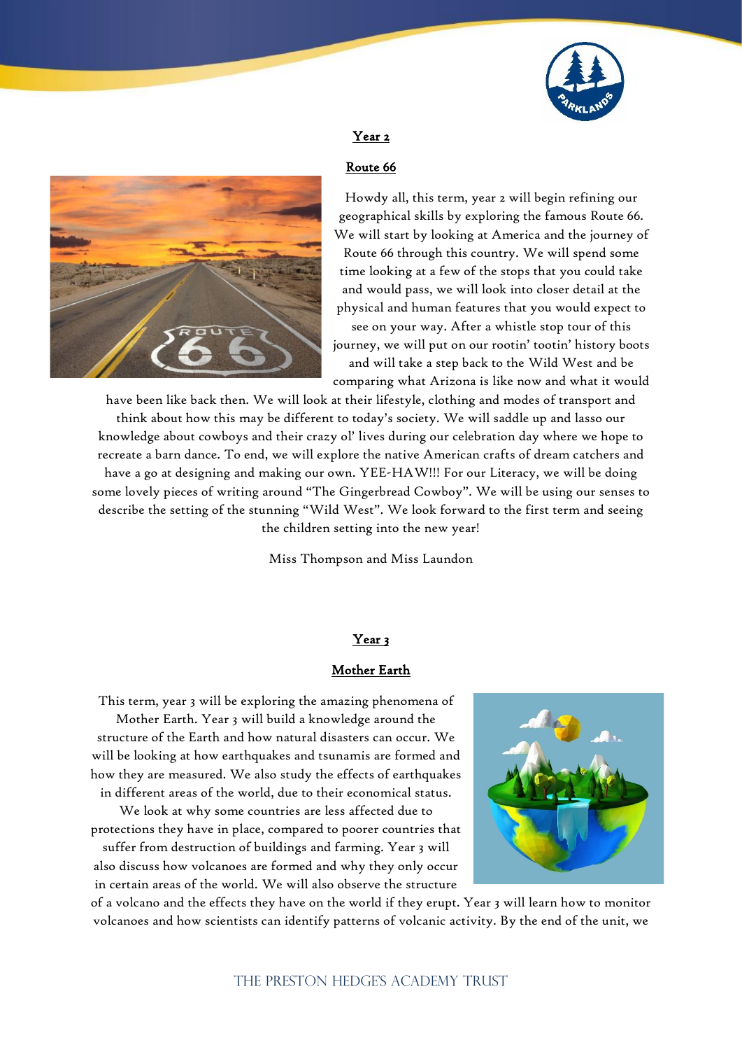## Year 2

### Route 66

Howdy all, this term, year 2 will begin refining our geographical skills by exploring the famous Route 66. We will start by looking at America and the journey of Route 66 through this country. We will spend some time looking at a few of the stops that you could take and would pass, we will look into closer detail at the physical and human features that you would expect to see on your way. After a whistle stop tour of this journey, we will put on our rootin' tootin' history boots and will take a step back to the Wild West and be comparing what Arizona is like now and what it would have been like back then. We will look at their lifestyle, clothing and modes of transport and think about how this may be different to today's society. We will saddle up and lasso our knowledge about cowboys and their crazy ol' lives during our celebration day where we hope to recreate a barn dance. To end, we will explore the native American crafts of dream catchers and have a go at designing and making our own. YEE-HAW!!! For our Literacy, we will be doing some lovely pieces of writing around "The Gingerbread Cowboy". We will be using our senses to describe the setting of the stunning "Wild West". We look forward to the first term and seeing the children setting into the new year!

Miss Thompson and Miss Laundon

## Year 3

### Mother Earth

This term, year 3 will be exploring the amazing phenomena of Mother Earth. Year 3 will build a knowledge around the structure of the Earth and how natural disasters can occur. We will be looking at how earthquakes and tsunamis are formed and how they are measured. We also study the effects of earthquakes in different areas of the world, due to their economical status. We look at why some countries are less affected due to protections they have in place, compared to poorer countries that suffer from destruction of buildings and farming. Year 3 will also discuss how volcanoes are formed and why they only occur in certain areas of the world. We will also observe the structure of a volcano and the effects they have on the world if they erupt. Year 3 will learn how to monitor volcanoes and how scientists can identify patterns of volcanic activity. By the end of the unit, we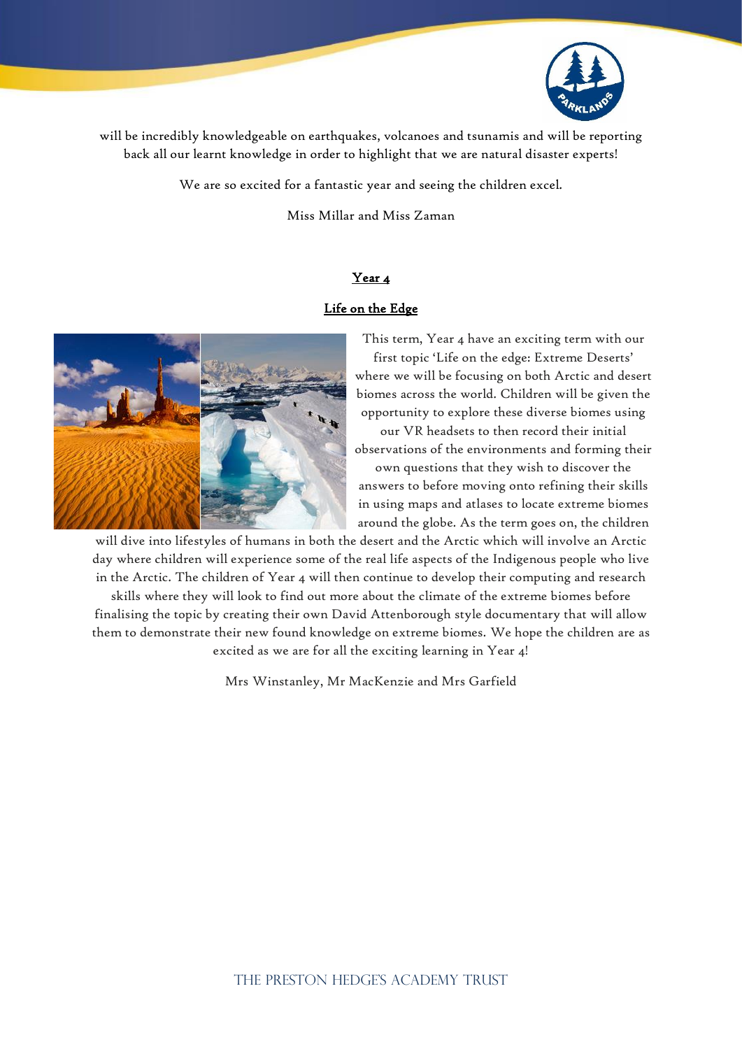will be incredibly knowledgeable on earthquakes, volcanoes and tsunamis and will be reporting back all our learnt knowledge in order to highlight that we are natural disaster experts!

We are so excited for a fantastic year and seeing the children excel.

Miss Millar and Miss Zaman

## Year 4

### Life on the Edge

This term, Year 4 have an exciting term with our first topic 'Life on the edge: Extreme Deserts' where we will be focusing on both Arctic and desert biomes across the world. Children will be given the opportunity to explore these diverse biomes using our VR headsets to then record their initial observations of the environments and forming their own questions that they wish to discover the answers to before moving onto refining their skills in using maps and atlases to locate extreme biomes around the globe. As the term goes on, the children will dive into lifestyles of humans in both the desert and the Arctic which will involve an Arctic day where children will experience some of the real life aspects of the Indigenous people who live in the Arctic. The children of Year 4 will then continue to develop their computing and research skills where they will look to find out more about the climate of the extreme biomes before finalising the topic by creating their own David Attenborough style documentary that will allow them to demonstrate their new found knowledge on extreme biomes. We hope the children are as excited as we are for all the exciting learning in Year 4!

Mrs Winstanley, Mr MacKenzie and Mrs Garfield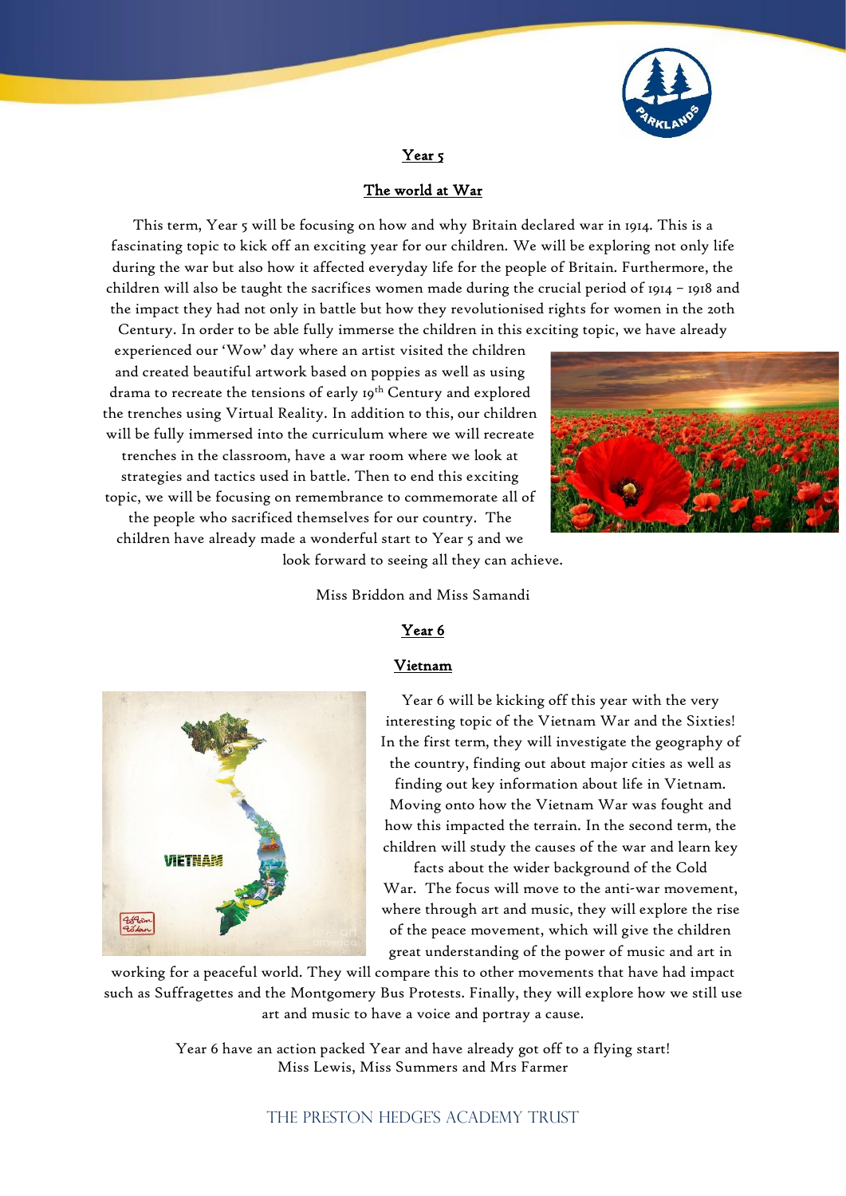## Year 5

### The world at War

This term, Year 5 will be focusing on how and why Britain declared war in 1914. This is a fascinating topic to kick off an exciting year for our children. We will be exploring not only life during the war but also how it affected everyday life for the people of Britain. Furthermore, the children will also be taught the sacrifices women made during the crucial period of 1914 – 1918 and the impact they had not only in battle but how they revolutionised rights for women in the 20th Century. In order to be able fully immerse the children in this exciting topic, we have already experienced our 'Wow' day where an artist visited the children and created beautiful artwork based on poppies as well as using drama to recreate the tensions of early 19th Century and explored the trenches using Virtual Reality. In addition to this, our children will be fully immersed into the curriculum where we will recreate trenches in the classroom, have a war room where we look at strategies and tactics used in battle. Then to end this exciting topic, we will be focusing on remembrance to commemorate all of the people who sacrificed themselves for our country. The children have already made a wonderful start to Year 5 and we look forward to seeing all they can achieve.

Miss Briddon and Miss Samandi

## Year 6

### Vietnam

Year 6 will be kicking off this year with the very interesting topic of the Vietnam War and the Sixties! In the first term, they will investigate the geography of the country, finding out about major cities as well as finding out key information about life in Vietnam. Moving onto how the Vietnam War was fought and how this impacted the terrain. In the second term, the children will study the causes of the war and learn key facts about the wider background of the Cold War. The focus will move to the anti-war movement, where through art and music, they will explore the rise of the peace movement, which will give the children great understanding of the power of music and art in working for a peaceful world. They will compare this to other movements that have had impact such as Suffragettes and the Montgomery Bus Protests. Finally, they will explore how we still use art and music to have a voice and portray a cause.

Year 6 have an action packed Year and have already got off to a flying start!
Miss Lewis, Miss Summers and Mrs Farmer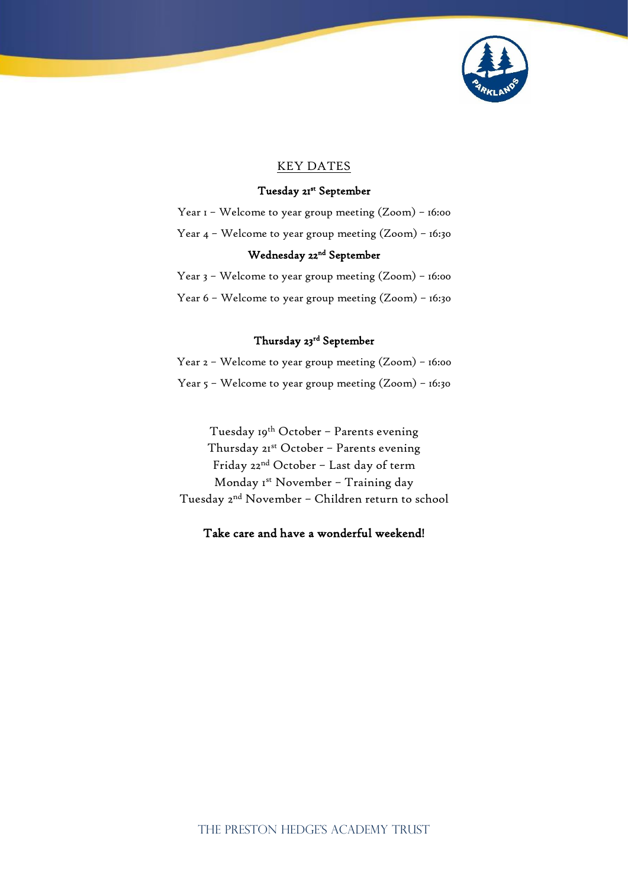## KEY DATES

**Tuesday 21st September**

Year 1 – Welcome to year group meeting (Zoom) – 16:00

Year 4 – Welcome to year group meeting (Zoom) – 16:30

**Wednesday 22nd September**

Year 3 – Welcome to year group meeting (Zoom) – 16:00

Year 6 – Welcome to year group meeting (Zoom) – 16:30

**Thursday 23rd September**

Year 2 – Welcome to year group meeting (Zoom) – 16:00

Year 5 – Welcome to year group meeting (Zoom) – 16:30

Tuesday 19th October – Parents evening
Thursday 21st October – Parents evening
Friday 22nd October – Last day of term
Monday 1st November – Training day
Tuesday 2nd November – Children return to school

**Take care and have a wonderful weekend!**